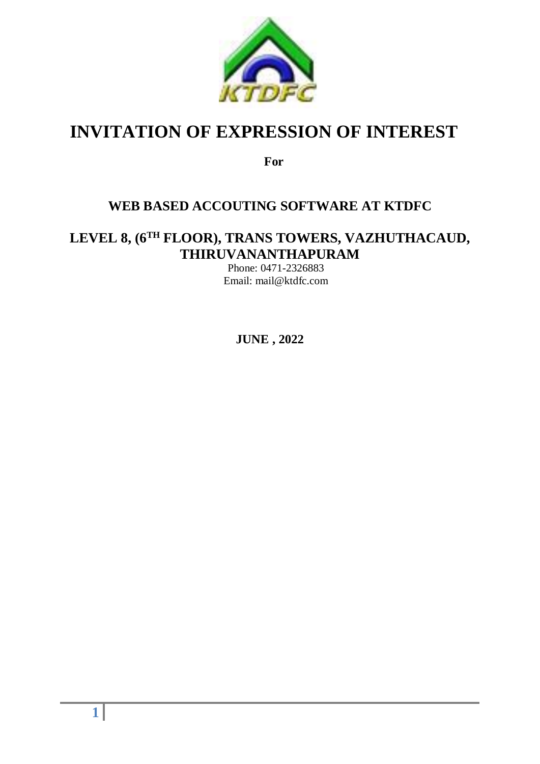# INVITATION OF EXPRESSION OF INTEREST

**For**

## WEB BASED ACCOUTING SOFTWARE AT KTDFC

## LEVEL 8, (6TH FLOOR), TRANS TOWERS, VAZHUTHACAUD, THIRUVANANTHAPURAM

Phone: 0471-2326883
Email: mail@ktdfc.com

**JUNE , 2022**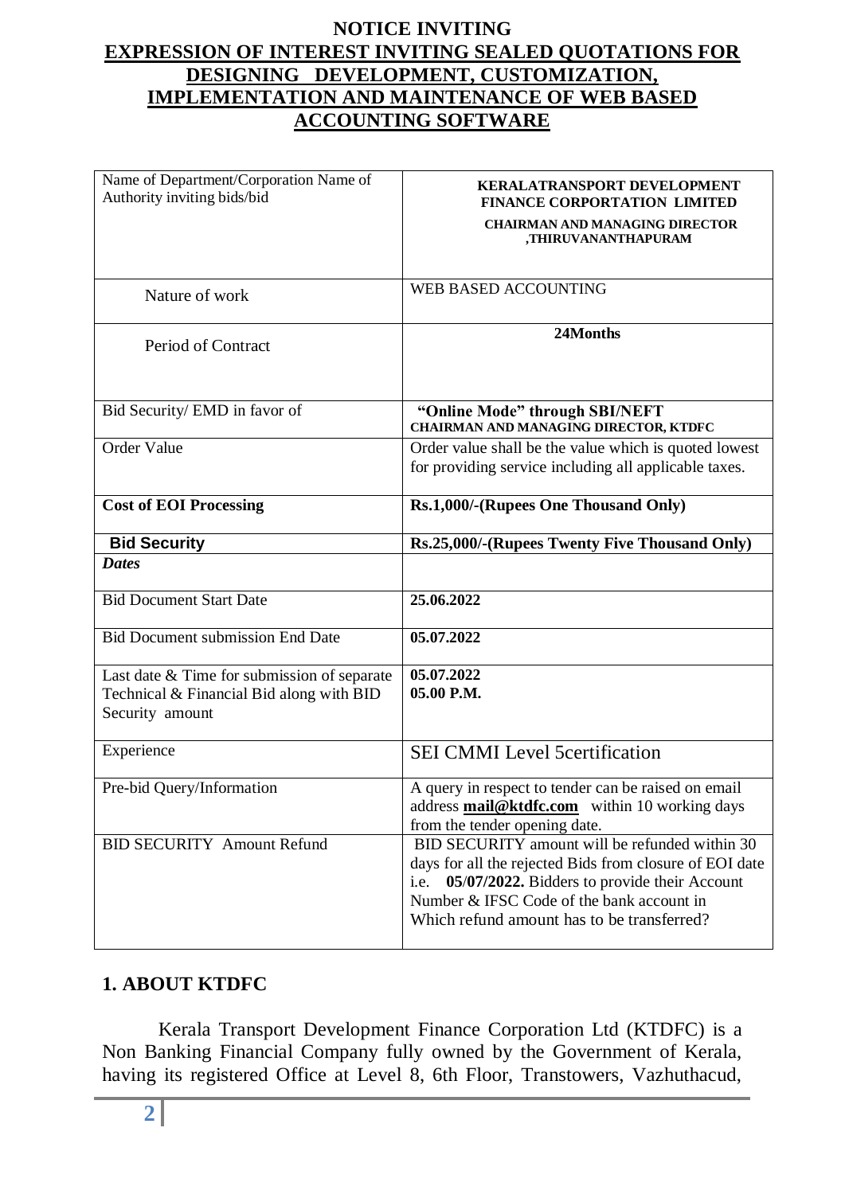# NOTICE INVITING

## EXPRESSION OF INTEREST INVITING SEALED QUOTATIONS FOR DESIGNING DEVELOPMENT, CUSTOMIZATION, IMPLEMENTATION AND MAINTENANCE OF WEB BASED ACCOUNTING SOFTWARE

| Name of Department/Corporation Name of Authority inviting bids/bid | **KERALATRANSPORT DEVELOPMENT FINANCE CORPORATION LIMITED**<br>**CHAIRMAN AND MANAGING DIRECTOR ,THIRUVANANTHAPURAM** |
|---|---|
| Nature of work | WEB BASED ACCOUNTING |
| Period of Contract | **24Months** |
| Bid Security/ EMD in favor of | **"Online Mode" through SBI/NEFT**<br>**CHAIRMAN AND MANAGING DIRECTOR, KTDFC** |
| Order Value | Order value shall be the value which is quoted lowest for providing service including all applicable taxes. |
| **Cost of EOI Processing** | **Rs.1,000/-(Rupees One Thousand Only)** |
| **Bid Security** | **Rs.25,000/-(Rupees Twenty Five Thousand Only)** |
| ***Dates*** | |
| Bid Document Start Date | **25.06.2022** |
| Bid Document submission End Date | **05.07.2022** |
| Last date & Time for submission of separate Technical & Financial Bid along with BID Security amount | **05.07.2022**<br>**05.00 P.M.** |
| Experience | SEI CMMI Level 5certification |
| Pre-bid Query/Information | A query in respect to tender can be raised on email address **mail@ktdfc.com** within 10 working days from the tender opening date. |
| BID SECURITY Amount Refund | BID SECURITY amount will be refunded within 30 days for all the rejected Bids from closure of EOI date i.e. **05/07/2022.** Bidders to provide their Account Number & IFSC Code of the bank account in Which refund amount has to be transferred? |

## 1. ABOUT KTDFC

Kerala Transport Development Finance Corporation Ltd (KTDFC) is a Non Banking Financial Company fully owned by the Government of Kerala, having its registered Office at Level 8, 6th Floor, Transtowers, Vazhuthacud,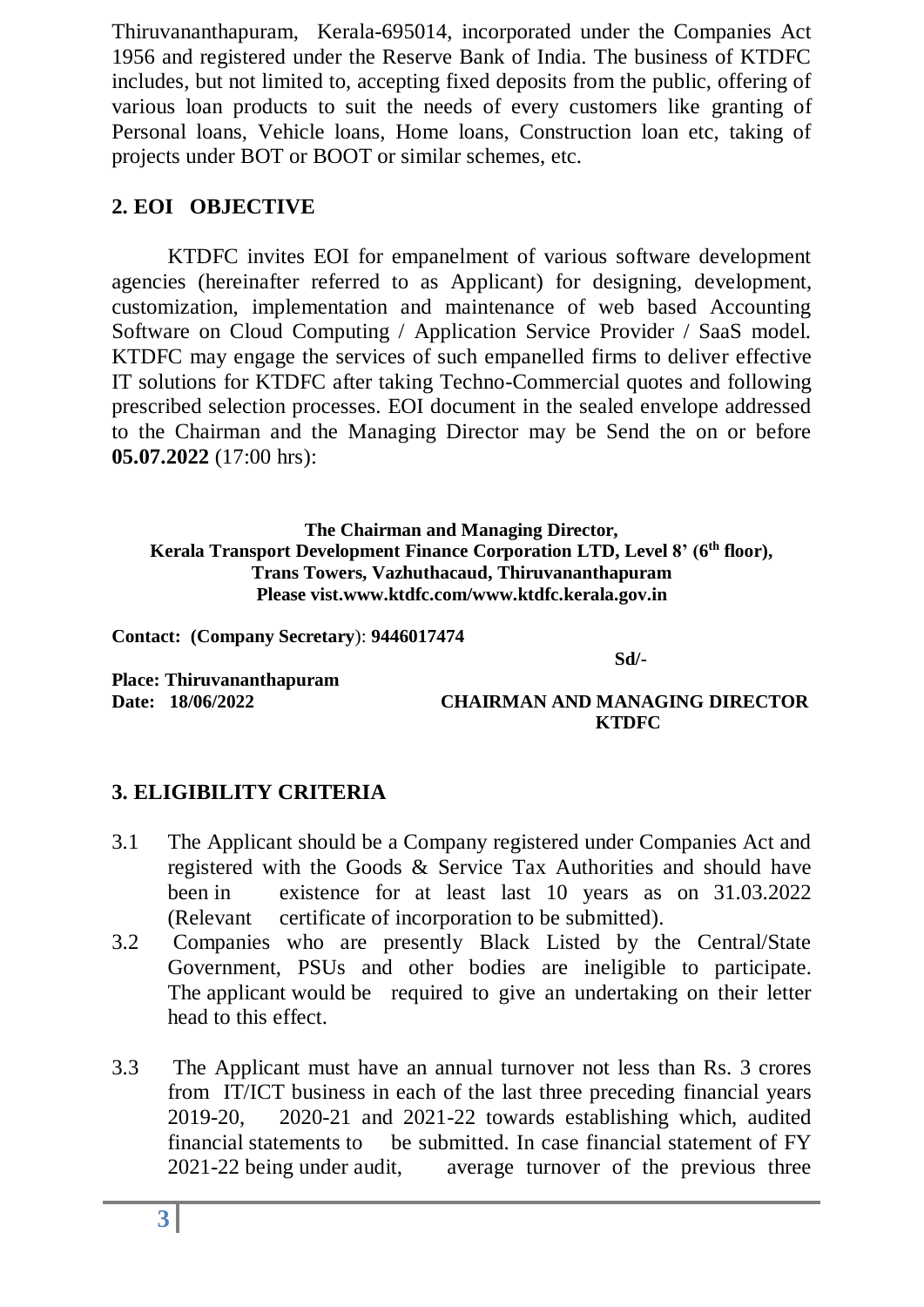Thiruvananthapuram, Kerala-695014, incorporated under the Companies Act 1956 and registered under the Reserve Bank of India. The business of KTDFC includes, but not limited to, accepting fixed deposits from the public, offering of various loan products to suit the needs of every customers like granting of Personal loans, Vehicle loans, Home loans, Construction loan etc, taking of projects under BOT or BOOT or similar schemes, etc.

## 2. EOI OBJECTIVE

KTDFC invites EOI for empanelment of various software development agencies (hereinafter referred to as Applicant) for designing, development, customization, implementation and maintenance of web based Accounting Software on Cloud Computing / Application Service Provider / SaaS model. KTDFC may engage the services of such empanelled firms to deliver effective IT solutions for KTDFC after taking Techno-Commercial quotes and following prescribed selection processes. EOI document in the sealed envelope addressed to the Chairman and the Managing Director may be Send the on or before **05.07.2022** (17:00 hrs):

**The Chairman and Managing Director,**
**Kerala Transport Development Finance Corporation LTD, Level 8' (6th floor),**
**Trans Towers, Vazhuthacaud, Thiruvananthapuram**
**Please vist.www.ktdfc.com/www.ktdfc.kerala.gov.in**

**Contact: (Company Secretary): 9446017474**

**Sd/-**

**Place: Thiruvananthapuram**
**Date: 18/06/2022**

**CHAIRMAN AND MANAGING DIRECTOR**
**KTDFC**

## 3. ELIGIBILITY CRITERIA

3.1 The Applicant should be a Company registered under Companies Act and registered with the Goods & Service Tax Authorities and should have been in existence for at least last 10 years as on 31.03.2022 (Relevant certificate of incorporation to be submitted).

3.2 Companies who are presently Black Listed by the Central/State Government, PSUs and other bodies are ineligible to participate. The applicant would be required to give an undertaking on their letter head to this effect.

3.3 The Applicant must have an annual turnover not less than Rs. 3 crores from IT/ICT business in each of the last three preceding financial years 2019-20, 2020-21 and 2021-22 towards establishing which, audited financial statements to be submitted. In case financial statement of FY 2021-22 being under audit, average turnover of the previous three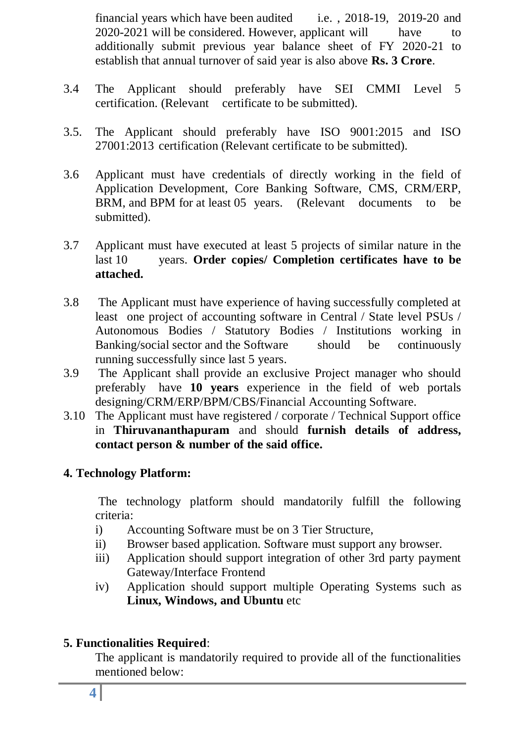financial years which have been audited i.e. , 2018-19, 2019-20 and 2020-2021 will be considered. However, applicant will have to additionally submit previous year balance sheet of FY 2020-21 to establish that annual turnover of said year is also above **Rs. 3 Crore**.

3.4 The Applicant should preferably have SEI CMMI Level 5 certification. (Relevant certificate to be submitted).

3.5. The Applicant should preferably have ISO 9001:2015 and ISO 27001:2013 certification (Relevant certificate to be submitted).

3.6 Applicant must have credentials of directly working in the field of Application Development, Core Banking Software, CMS, CRM/ERP, BRM, and BPM for at least 05 years. (Relevant documents to be submitted).

3.7 Applicant must have executed at least 5 projects of similar nature in the last 10 years. **Order copies/ Completion certificates have to be attached.**

3.8 The Applicant must have experience of having successfully completed at least one project of accounting software in Central / State level PSUs / Autonomous Bodies / Statutory Bodies / Institutions working in Banking/social sector and the Software should be continuously running successfully since last 5 years.

3.9 The Applicant shall provide an exclusive Project manager who should preferably have **10 years** experience in the field of web portals designing/CRM/ERP/BPM/CBS/Financial Accounting Software.

3.10 The Applicant must have registered / corporate / Technical Support office in **Thiruvananthapuram** and should **furnish details of address, contact person & number of the said office.**

## 4. Technology Platform:

The technology platform should mandatorily fulfill the following criteria:

i) Accounting Software must be on 3 Tier Structure,
ii) Browser based application. Software must support any browser.
iii) Application should support integration of other 3rd party payment Gateway/Interface Frontend
iv) Application should support multiple Operating Systems such as **Linux, Windows, and Ubuntu** etc

## 5. Functionalities Required:

The applicant is mandatorily required to provide all of the functionalities mentioned below: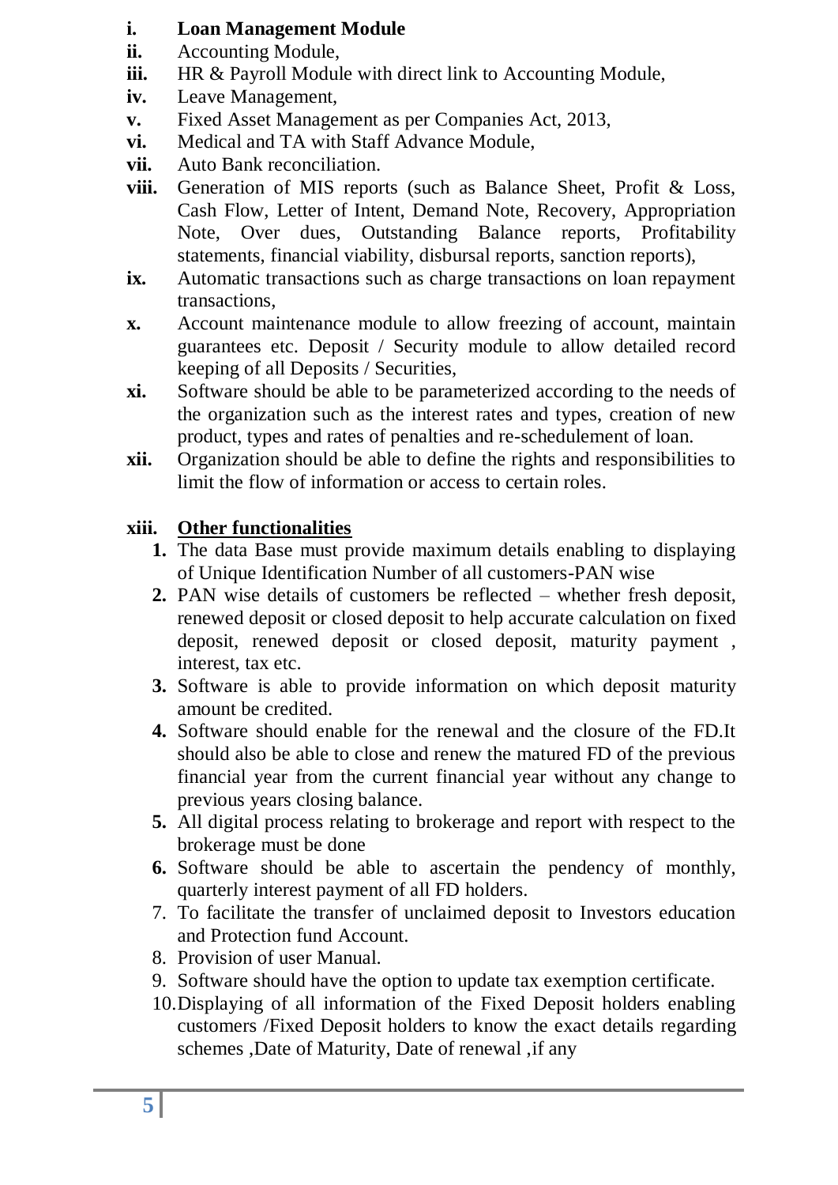- **i.** **Loan Management Module**
- **ii.** Accounting Module,
- **iii.** HR & Payroll Module with direct link to Accounting Module,
- **iv.** Leave Management,
- **v.** Fixed Asset Management as per Companies Act, 2013,
- **vi.** Medical and TA with Staff Advance Module,
- **vii.** Auto Bank reconciliation.
- **viii.** Generation of MIS reports (such as Balance Sheet, Profit & Loss, Cash Flow, Letter of Intent, Demand Note, Recovery, Appropriation Note, Over dues, Outstanding Balance reports, Profitability statements, financial viability, disbursal reports, sanction reports),
- **ix.** Automatic transactions such as charge transactions on loan repayment transactions,
- **x.** Account maintenance module to allow freezing of account, maintain guarantees etc. Deposit / Security module to allow detailed record keeping of all Deposits / Securities,
- **xi.** Software should be able to be parameterized according to the needs of the organization such as the interest rates and types, creation of new product, types and rates of penalties and re-schedulement of loan.
- **xii.** Organization should be able to define the rights and responsibilities to limit the flow of information or access to certain roles.

**xiii.** **Other functionalities**

1. The data Base must provide maximum details enabling to displaying of Unique Identification Number of all customers-PAN wise
2. PAN wise details of customers be reflected – whether fresh deposit, renewed deposit or closed deposit to help accurate calculation on fixed deposit, renewed deposit or closed deposit, maturity payment , interest, tax etc.
3. Software is able to provide information on which deposit maturity amount be credited.
4. Software should enable for the renewal and the closure of the FD.It should also be able to close and renew the matured FD of the previous financial year from the current financial year without any change to previous years closing balance.
5. All digital process relating to brokerage and report with respect to the brokerage must be done
6. Software should be able to ascertain the pendency of monthly, quarterly interest payment of all FD holders.
7. To facilitate the transfer of unclaimed deposit to Investors education and Protection fund Account.
8. Provision of user Manual.
9. Software should have the option to update tax exemption certificate.
10. Displaying of all information of the Fixed Deposit holders enabling customers /Fixed Deposit holders to know the exact details regarding schemes ,Date of Maturity, Date of renewal ,if any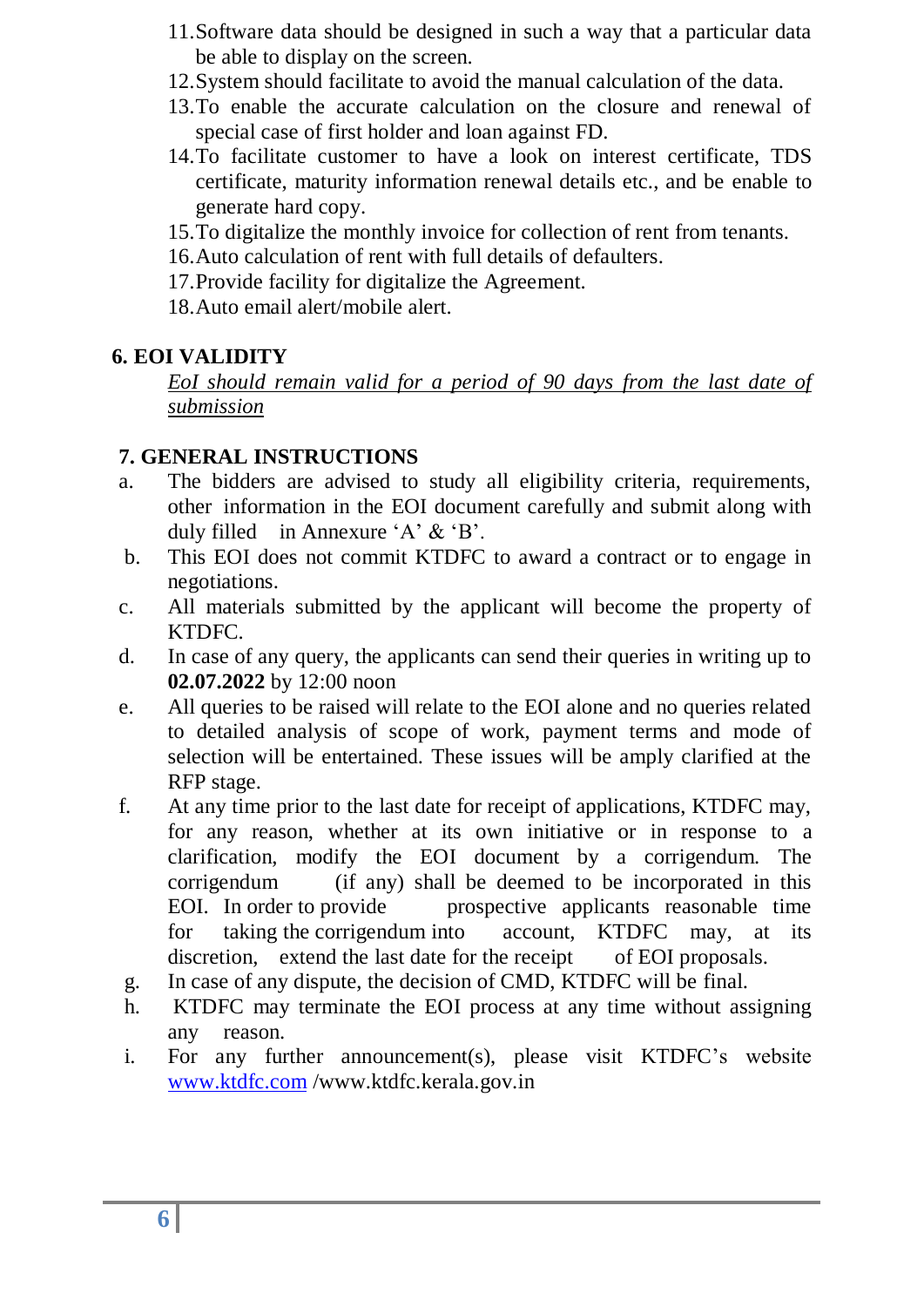11. Software data should be designed in such a way that a particular data be able to display on the screen.
12. System should facilitate to avoid the manual calculation of the data.
13. To enable the accurate calculation on the closure and renewal of special case of first holder and loan against FD.
14. To facilitate customer to have a look on interest certificate, TDS certificate, maturity information renewal details etc., and be enable to generate hard copy.
15. To digitalize the monthly invoice for collection of rent from tenants.
16. Auto calculation of rent with full details of defaulters.
17. Provide facility for digitalize the Agreement.
18. Auto email alert/mobile alert.

## 6. EOI VALIDITY

*EoI should remain valid for a period of 90 days from the last date of submission*

## 7. GENERAL INSTRUCTIONS

a. The bidders are advised to study all eligibility criteria, requirements, other information in the EOI document carefully and submit along with duly filled in Annexure 'A' & 'B'.

b. This EOI does not commit KTDFC to award a contract or to engage in negotiations.

c. All materials submitted by the applicant will become the property of KTDFC.

d. In case of any query, the applicants can send their queries in writing up to **02.07.2022** by 12:00 noon

e. All queries to be raised will relate to the EOI alone and no queries related to detailed analysis of scope of work, payment terms and mode of selection will be entertained. These issues will be amply clarified at the RFP stage.

f. At any time prior to the last date for receipt of applications, KTDFC may, for any reason, whether at its own initiative or in response to a clarification, modify the EOI document by a corrigendum. The corrigendum (if any) shall be deemed to be incorporated in this EOI. In order to provide prospective applicants reasonable time for taking the corrigendum into account, KTDFC may, at its discretion, extend the last date for the receipt of EOI proposals.

g. In case of any dispute, the decision of CMD, KTDFC will be final.

h. KTDFC may terminate the EOI process at any time without assigning any reason.

i. For any further announcement(s), please visit KTDFC's website www.ktdfc.com /www.ktdfc.kerala.gov.in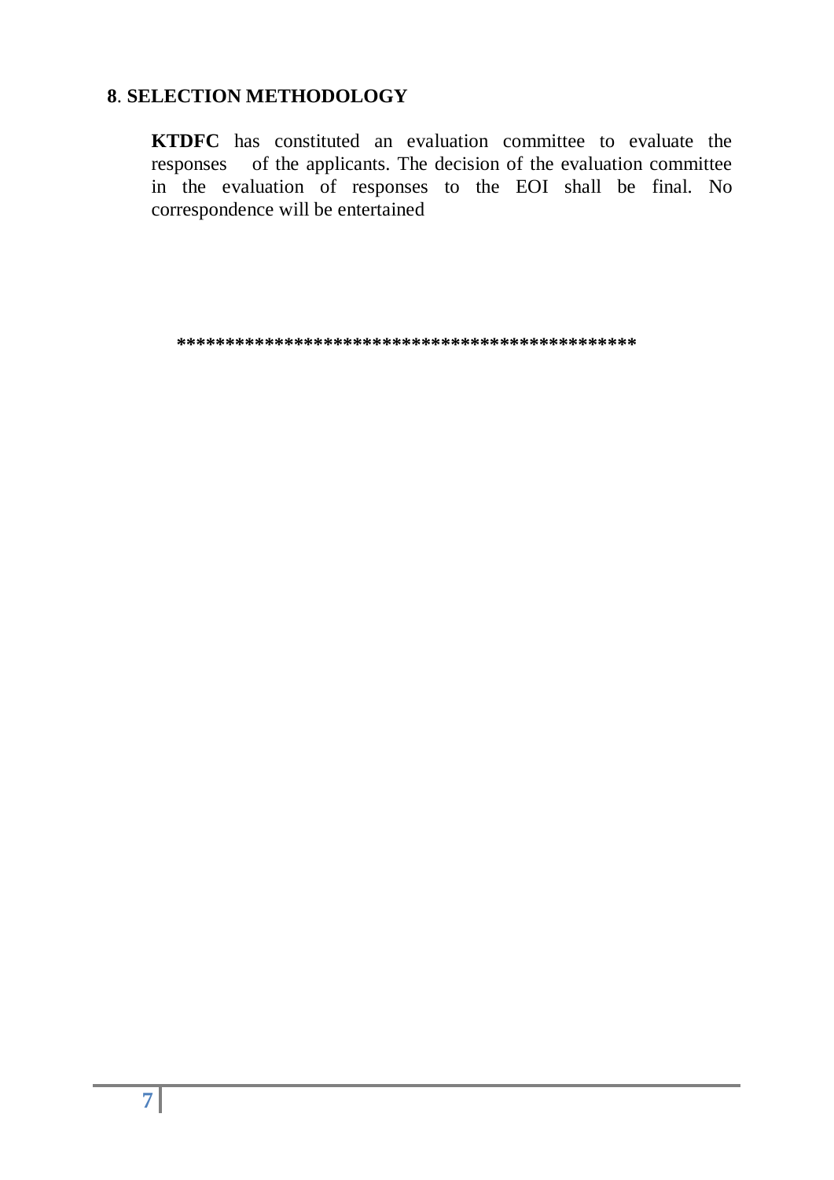## 8. SELECTION METHODOLOGY

**KTDFC** has constituted an evaluation committee to evaluate the responses of the applicants. The decision of the evaluation committee in the evaluation of responses to the EOI shall be final. No correspondence will be entertained

**************************************************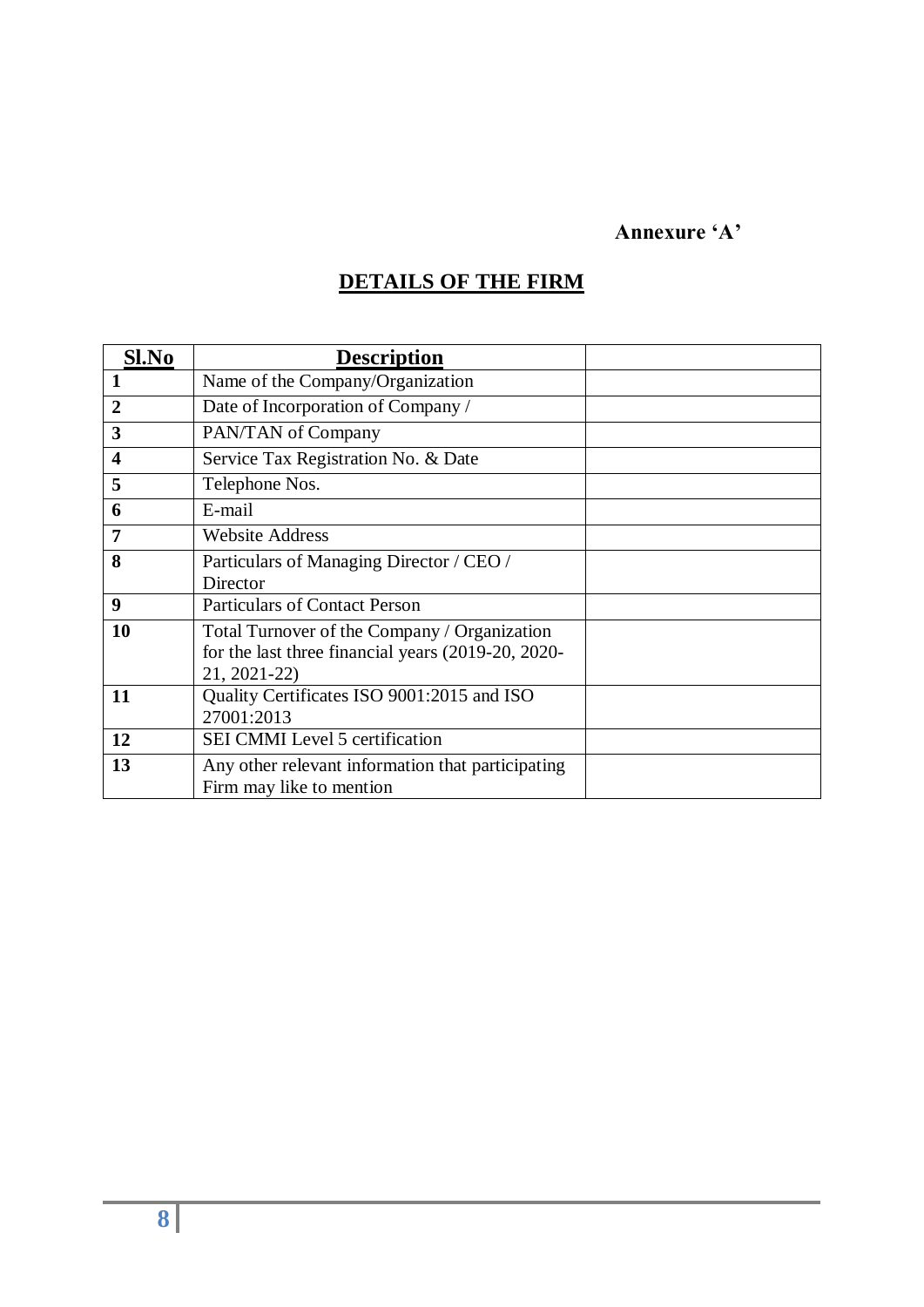**Annexure 'A'**

## DETAILS OF THE FIRM

| Sl.No | Description | |
|---|---|---|
| 1 | Name of the Company/Organization | |
| 2 | Date of Incorporation of Company / | |
| 3 | PAN/TAN of Company | |
| 4 | Service Tax Registration No. & Date | |
| 5 | Telephone Nos. | |
| 6 | E-mail | |
| 7 | Website Address | |
| 8 | Particulars of Managing Director / CEO / Director | |
| 9 | Particulars of Contact Person | |
| 10 | Total Turnover of the Company / Organization for the last three financial years (2019-20, 2020-21, 2021-22) | |
| 11 | Quality Certificates ISO 9001:2015 and ISO 27001:2013 | |
| 12 | SEI CMMI Level 5 certification | |
| 13 | Any other relevant information that participating Firm may like to mention | |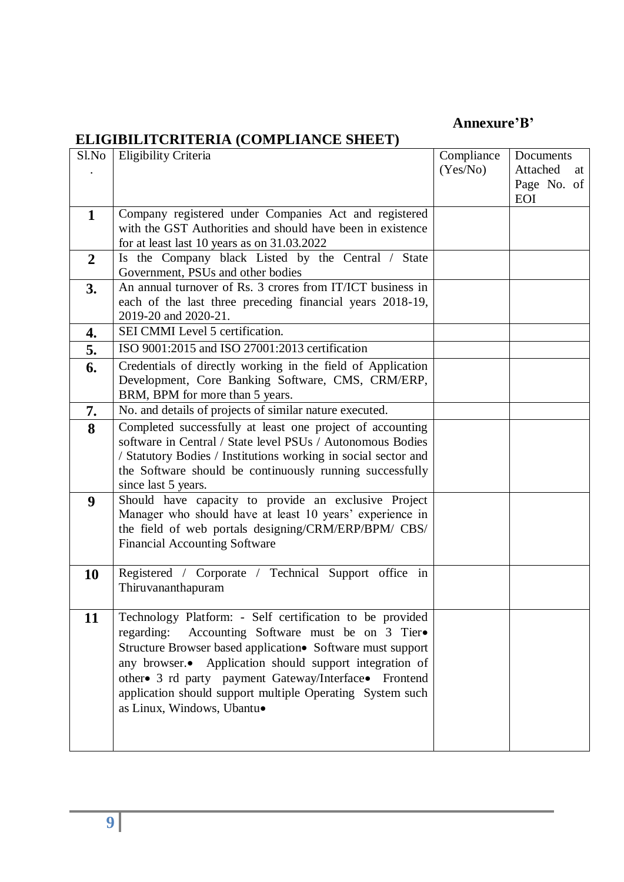**Annexure'B'**

## ELIGIBILITCRITERIA (COMPLIANCE SHEET)

| Sl.No. | Eligibility Criteria | Compliance (Yes/No) | Documents Attached at Page No. of EOI |
|---|---|---|---|
| **1** | Company registered under Companies Act and registered with the GST Authorities and should have been in existence for at least last 10 years as on 31.03.2022 | | |
| **2** | Is the Company black Listed by the Central / State Government, PSUs and other bodies | | |
| **3.** | An annual turnover of Rs. 3 crores from IT/ICT business in each of the last three preceding financial years 2018-19, 2019-20 and 2020-21. | | |
| **4.** | SEI CMMI Level 5 certification. | | |
| **5.** | ISO 9001:2015 and ISO 27001:2013 certification | | |
| **6.** | Credentials of directly working in the field of Application Development, Core Banking Software, CMS, CRM/ERP, BRM, BPM for more than 5 years. | | |
| **7.** | No. and details of projects of similar nature executed. | | |
| **8** | Completed successfully at least one project of accounting software in Central / State level PSUs / Autonomous Bodies / Statutory Bodies / Institutions working in social sector and the Software should be continuously running successfully since last 5 years. | | |
| **9** | Should have capacity to provide an exclusive Project Manager who should have at least 10 years' experience in the field of web portals designing/CRM/ERP/BPM/ CBS/ Financial Accounting Software | | |
| **10** | Registered / Corporate / Technical Support office in Thiruvananthapuram | | |
| **11** | Technology Platform: - Self certification to be provided regarding: Accounting Software must be on 3 Tier• Structure Browser based application• Software must support any browser.• Application should support integration of other• 3 rd party payment Gateway/Interface• Frontend application should support multiple Operating System such as Linux, Windows, Ubantu• | | |